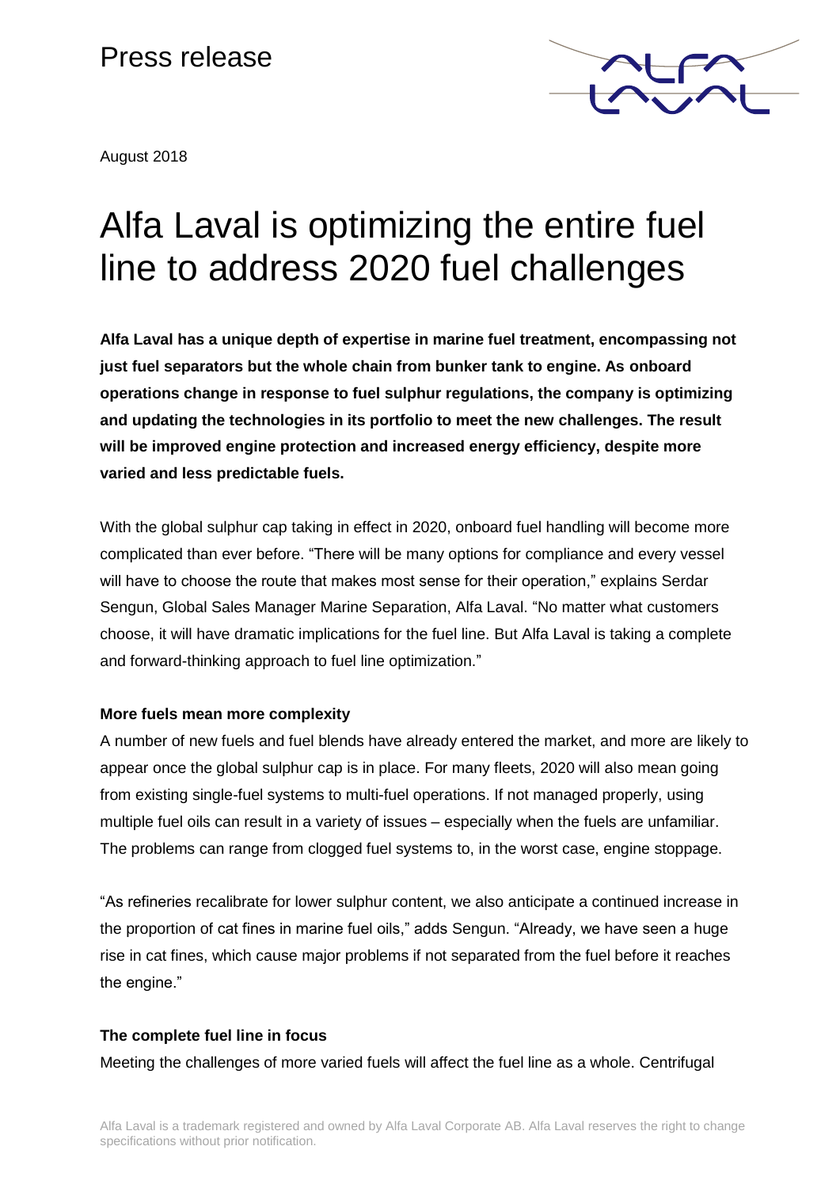Press release

August 2018

# Alfa Laval is optimizing the entire fuel line to address 2020 fuel challenges

**Alfa Laval has a unique depth of expertise in marine fuel treatment, encompassing not just fuel separators but the whole chain from bunker tank to engine. As onboard operations change in response to fuel sulphur regulations, the company is optimizing and updating the technologies in its portfolio to meet the new challenges. The result will be improved engine protection and increased energy efficiency, despite more varied and less predictable fuels.**

With the global sulphur cap taking in effect in 2020, onboard fuel handling will become more complicated than ever before. "There will be many options for compliance and every vessel will have to choose the route that makes most sense for their operation," explains Serdar Sengun, Global Sales Manager Marine Separation, Alfa Laval. "No matter what customers choose, it will have dramatic implications for the fuel line. But Alfa Laval is taking a complete and forward-thinking approach to fuel line optimization."

**More fuels mean more complexity**

A number of new fuels and fuel blends have already entered the market, and more are likely to appear once the global sulphur cap is in place. For many fleets, 2020 will also mean going from existing single-fuel systems to multi-fuel operations. If not managed properly, using multiple fuel oils can result in a variety of issues – especially when the fuels are unfamiliar. The problems can range from clogged fuel systems to, in the worst case, engine stoppage.

"As refineries recalibrate for lower sulphur content, we also anticipate a continued increase in the proportion of cat fines in marine fuel oils," adds Sengun. "Already, we have seen a huge rise in cat fines, which cause major problems if not separated from the fuel before it reaches the engine."

**The complete fuel line in focus**

Meeting the challenges of more varied fuels will affect the fuel line as a whole. Centrifugal

Alfa Laval is a trademark registered and owned by Alfa Laval Corporate AB. Alfa Laval reserves the right to change specifications without prior notification.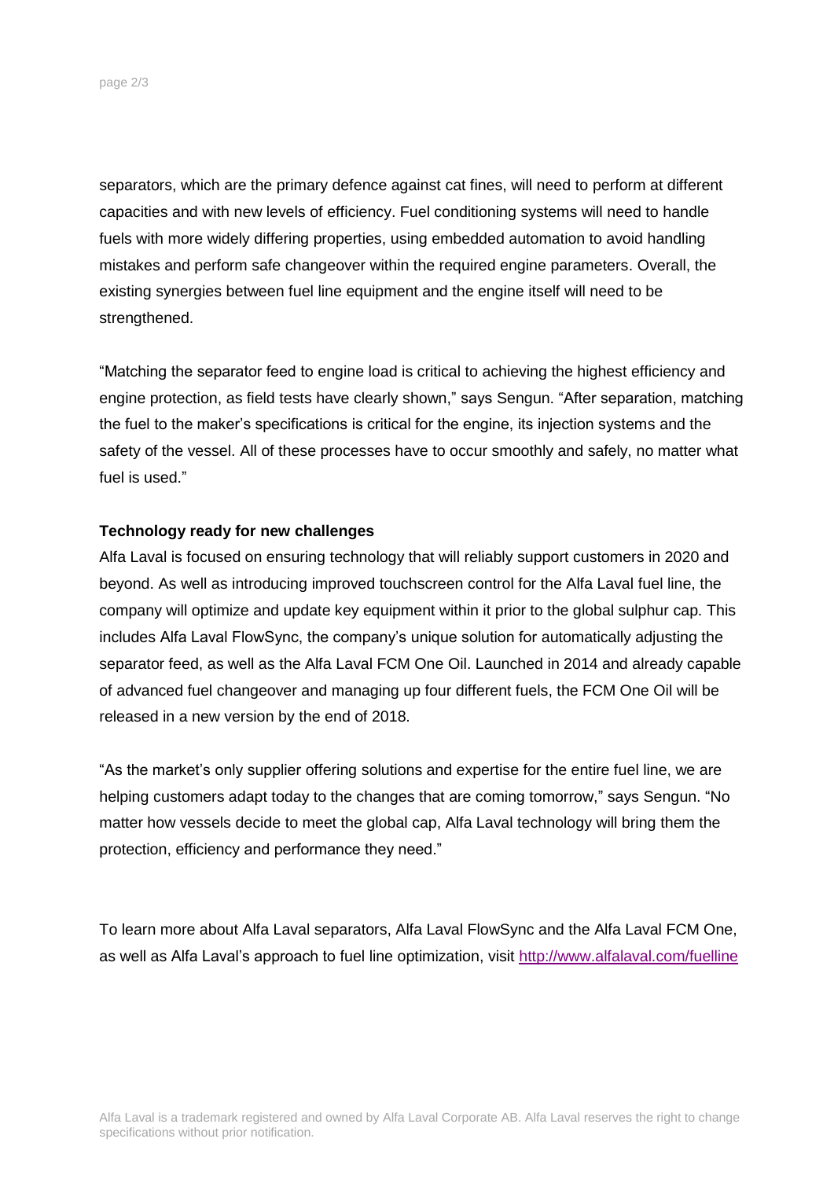separators, which are the primary defence against cat fines, will need to perform at different capacities and with new levels of efficiency. Fuel conditioning systems will need to handle fuels with more widely differing properties, using embedded automation to avoid handling mistakes and perform safe changeover within the required engine parameters. Overall, the existing synergies between fuel line equipment and the engine itself will need to be strengthened.

"Matching the separator feed to engine load is critical to achieving the highest efficiency and engine protection, as field tests have clearly shown," says Sengun. "After separation, matching the fuel to the maker's specifications is critical for the engine, its injection systems and the safety of the vessel. All of these processes have to occur smoothly and safely, no matter what fuel is used."

**Technology ready for new challenges**

Alfa Laval is focused on ensuring technology that will reliably support customers in 2020 and beyond. As well as introducing improved touchscreen control for the Alfa Laval fuel line, the company will optimize and update key equipment within it prior to the global sulphur cap. This includes Alfa Laval FlowSync, the company's unique solution for automatically adjusting the separator feed, as well as the Alfa Laval FCM One Oil. Launched in 2014 and already capable of advanced fuel changeover and managing up four different fuels, the FCM One Oil will be released in a new version by the end of 2018.

"As the market's only supplier offering solutions and expertise for the entire fuel line, we are helping customers adapt today to the changes that are coming tomorrow," says Sengun. "No matter how vessels decide to meet the global cap, Alfa Laval technology will bring them the protection, efficiency and performance they need."

To learn more about Alfa Laval separators, Alfa Laval FlowSync and the Alfa Laval FCM One, as well as Alfa Laval's approach to fuel line optimization, visit [http://www.alfalaval.com/fuelline](http://www.alfalaval.com/fuelline)

Alfa Laval is a trademark registered and owned by Alfa Laval Corporate AB. Alfa Laval reserves the right to change specifications without prior notification.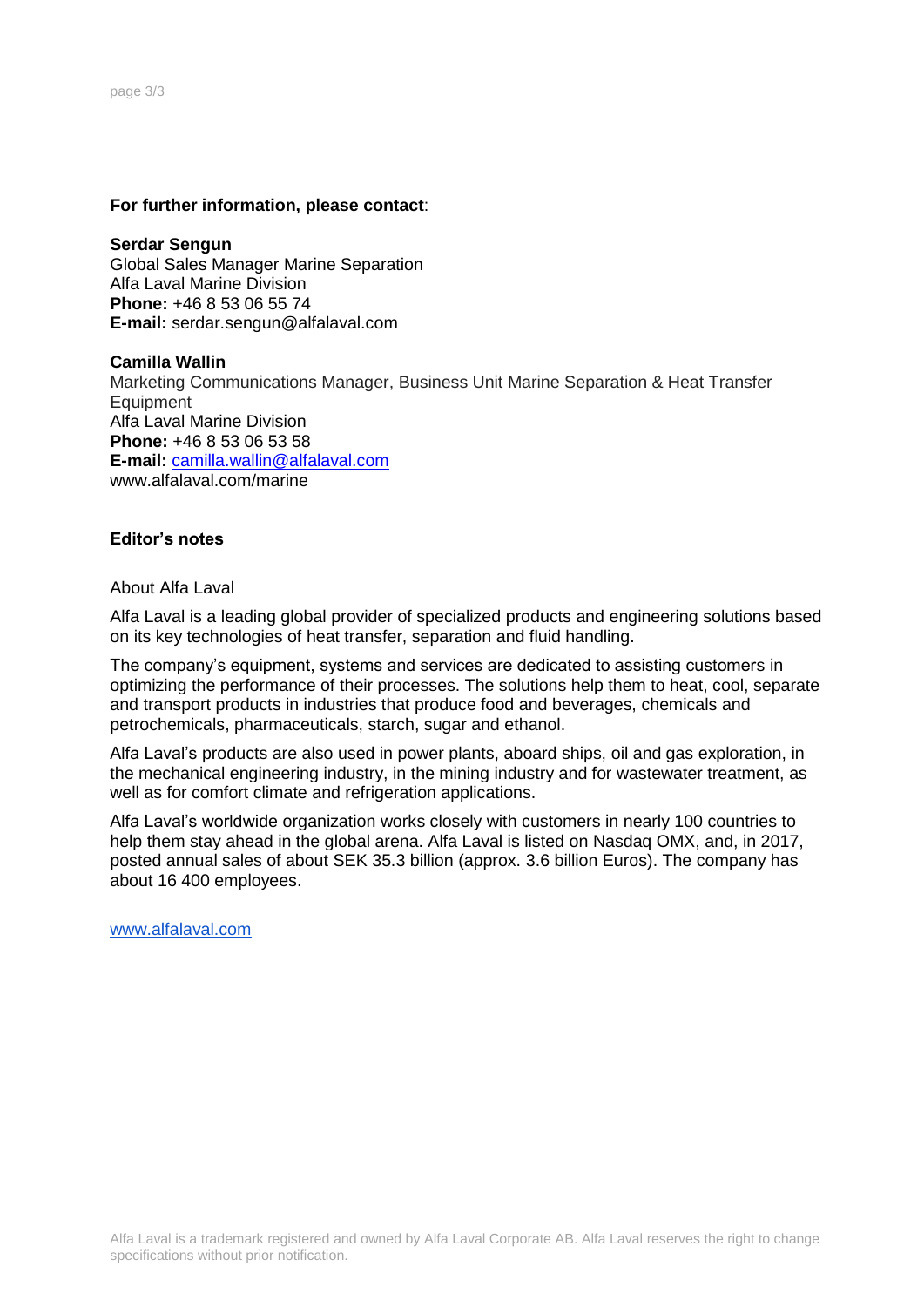**For further information, please contact**:

**Serdar Sengun**
Global Sales Manager Marine Separation
Alfa Laval Marine Division
**Phone:** +46 8 53 06 55 74
**E-mail:** serdar.sengun@alfalaval.com

**Camilla Wallin**
Marketing Communications Manager, Business Unit Marine Separation & Heat Transfer Equipment
Alfa Laval Marine Division
**Phone:** +46 8 53 06 53 58
**E-mail:** camilla.wallin@alfalaval.com
www.alfalaval.com/marine

**Editor's notes**

About Alfa Laval

Alfa Laval is a leading global provider of specialized products and engineering solutions based on its key technologies of heat transfer, separation and fluid handling.

The company's equipment, systems and services are dedicated to assisting customers in optimizing the performance of their processes. The solutions help them to heat, cool, separate and transport products in industries that produce food and beverages, chemicals and petrochemicals, pharmaceuticals, starch, sugar and ethanol.

Alfa Laval's products are also used in power plants, aboard ships, oil and gas exploration, in the mechanical engineering industry, in the mining industry and for wastewater treatment, as well as for comfort climate and refrigeration applications.

Alfa Laval's worldwide organization works closely with customers in nearly 100 countries to help them stay ahead in the global arena. Alfa Laval is listed on Nasdaq OMX, and, in 2017, posted annual sales of about SEK 35.3 billion (approx. 3.6 billion Euros). The company has about 16 400 employees.

www.alfalaval.com

Alfa Laval is a trademark registered and owned by Alfa Laval Corporate AB. Alfa Laval reserves the right to change specifications without prior notification.